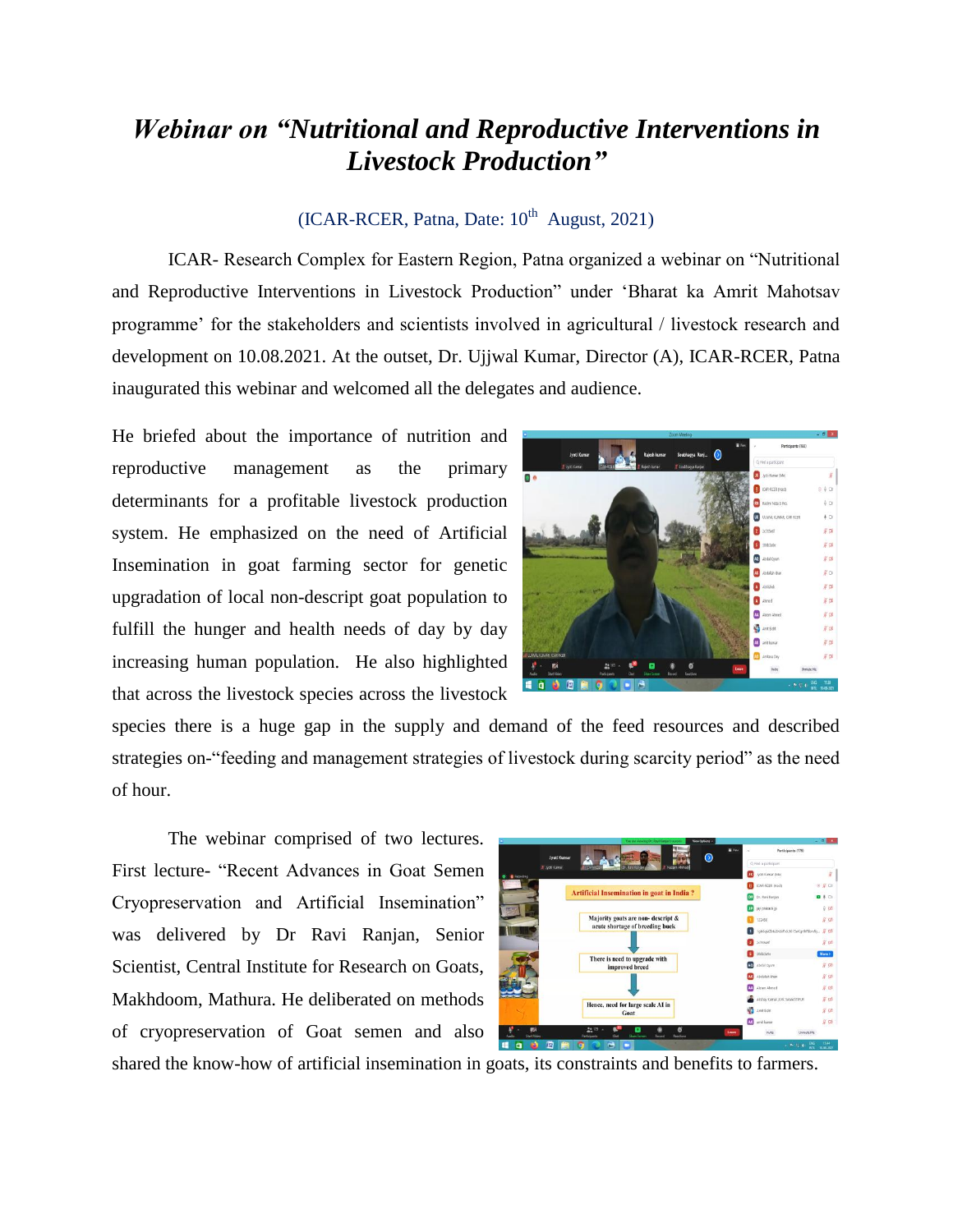# *Webinar on "Nutritional and Reproductive Interventions in Livestock Production"*

(ICAR-RCER, Patna, Date: 10th August, 2021)

ICAR- Research Complex for Eastern Region, Patna organized a webinar on "Nutritional and Reproductive Interventions in Livestock Production" under 'Bharat ka Amrit Mahotsav programme' for the stakeholders and scientists involved in agricultural / livestock research and development on 10.08.2021. At the outset, Dr. Ujjwal Kumar, Director (A), ICAR-RCER, Patna inaugurated this webinar and welcomed all the delegates and audience.

He briefed about the importance of nutrition and reproductive management as the primary determinants for a profitable livestock production system. He emphasized on the need of Artificial Insemination in goat farming sector for genetic upgradation of local non-descript goat population to fulfill the hunger and health needs of day by day increasing human population. He also highlighted that across the livestock species across the livestock species there is a huge gap in the supply and demand of the feed resources and described strategies on-"feeding and management strategies of livestock during scarcity period" as the need of hour.

The webinar comprised of two lectures. First lecture- "Recent Advances in Goat Semen Cryopreservation and Artificial Insemination" was delivered by Dr Ravi Ranjan, Senior Scientist, Central Institute for Research on Goats, Makhdoom, Mathura. He deliberated on methods of cryopreservation of Goat semen and also shared the know-how of artificial insemination in goats, its constraints and benefits to farmers.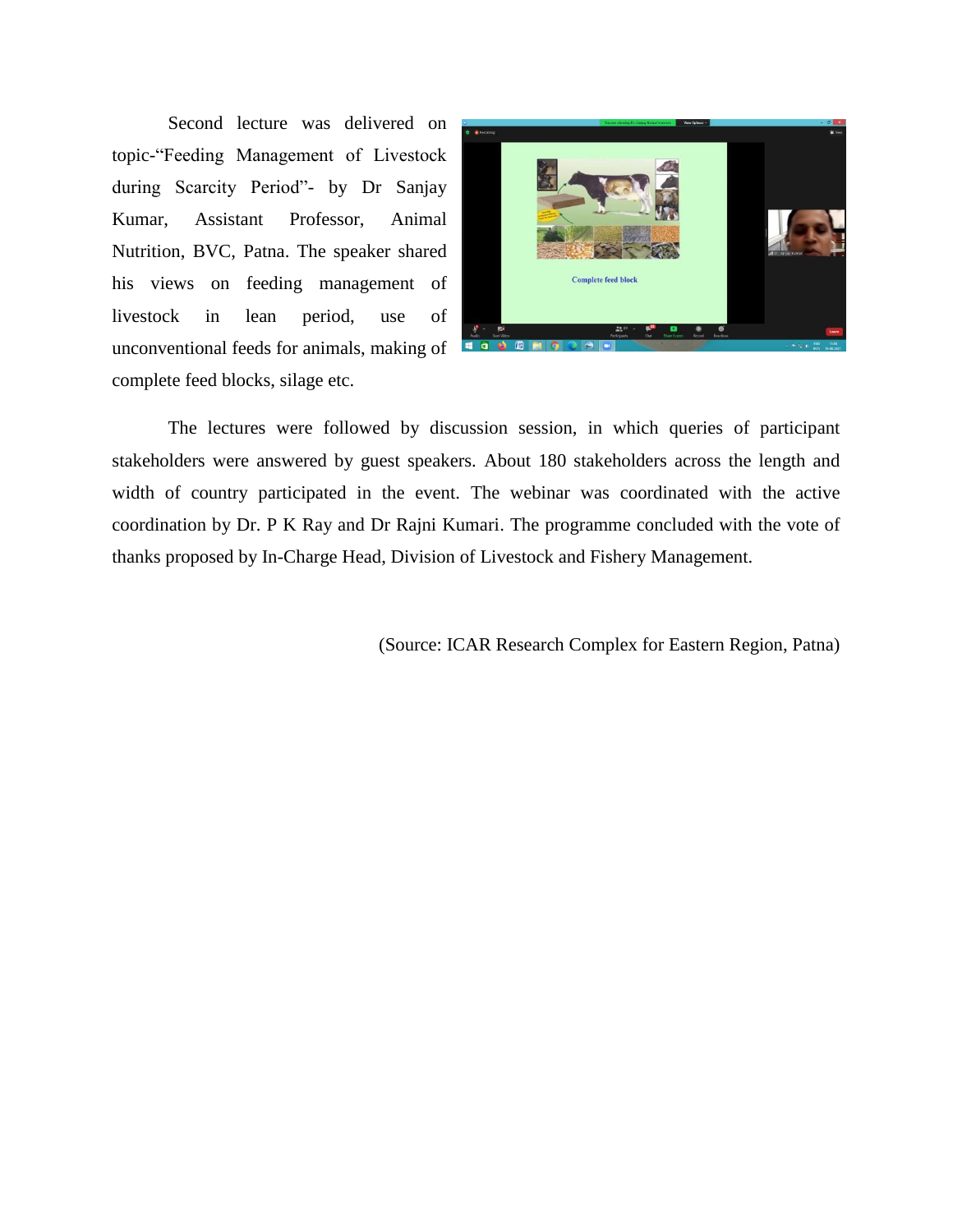Second lecture was delivered on topic-"Feeding Management of Livestock during Scarcity Period"- by Dr Sanjay Kumar, Assistant Professor, Animal Nutrition, BVC, Patna. The speaker shared his views on feeding management of livestock in lean period, use of unconventional feeds for animals, making of complete feed blocks, silage etc.

The lectures were followed by discussion session, in which queries of participant stakeholders were answered by guest speakers. About 180 stakeholders across the length and width of country participated in the event. The webinar was coordinated with the active coordination by Dr. P K Ray and Dr Rajni Kumari. The programme concluded with the vote of thanks proposed by In-Charge Head, Division of Livestock and Fishery Management.

(Source: ICAR Research Complex for Eastern Region, Patna)